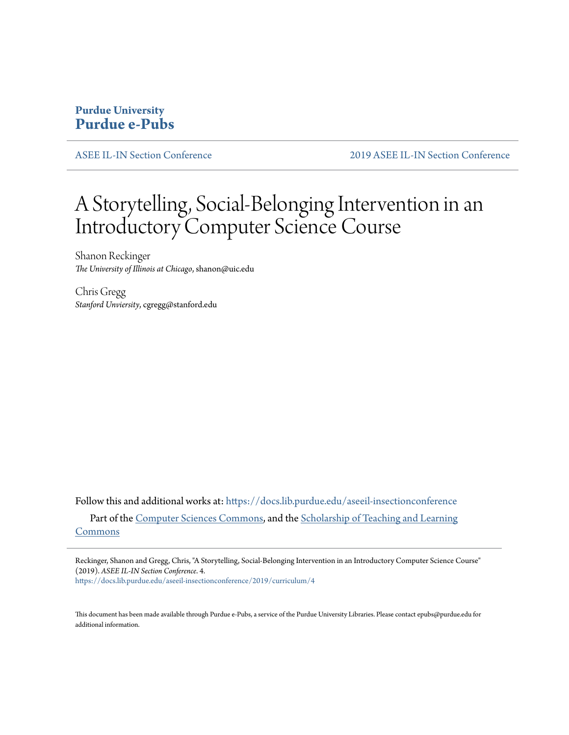**Purdue University**
**Purdue e-Pubs**

ASEE IL-IN Section Conference | 2019 ASEE IL-IN Section Conference

# A Storytelling, Social-Belonging Intervention in an Introductory Computer Science Course

Shanon Reckinger
*The University of Illinois at Chicago*, shanon@uic.edu

Chris Gregg
*Stanford Unviersity*, cgregg@stanford.edu

Follow this and additional works at: https://docs.lib.purdue.edu/aseeil-insectionconference

Part of the Computer Sciences Commons, and the Scholarship of Teaching and Learning Commons

Reckinger, Shanon and Gregg, Chris, "A Storytelling, Social-Belonging Intervention in an Introductory Computer Science Course" (2019). *ASEE IL-IN Section Conference*. 4.
https://docs.lib.purdue.edu/aseeil-insectionconference/2019/curriculum/4

This document has been made available through Purdue e-Pubs, a service of the Purdue University Libraries. Please contact epubs@purdue.edu for additional information.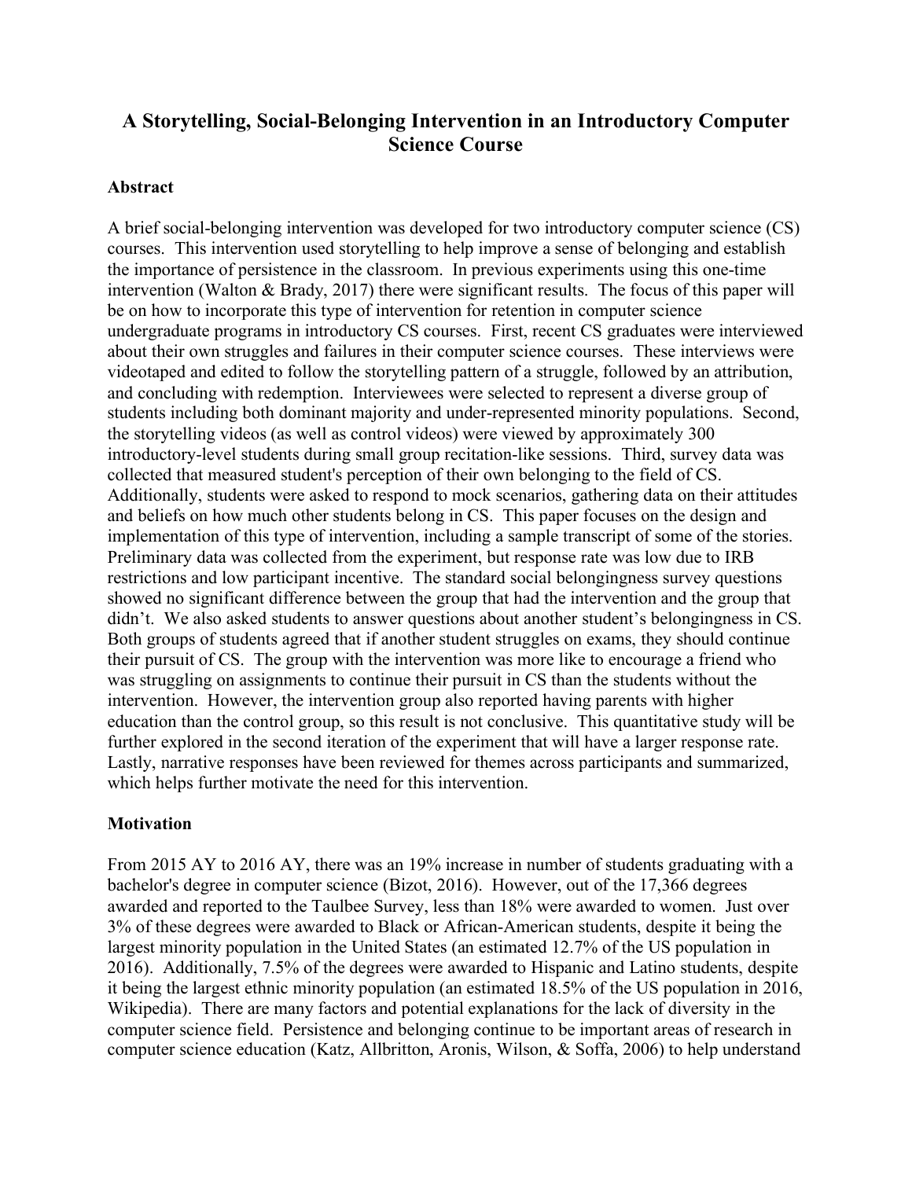# A Storytelling, Social-Belonging Intervention in an Introductory Computer Science Course

## Abstract

A brief social-belonging intervention was developed for two introductory computer science (CS) courses. This intervention used storytelling to help improve a sense of belonging and establish the importance of persistence in the classroom. In previous experiments using this one-time intervention (Walton & Brady, 2017) there were significant results. The focus of this paper will be on how to incorporate this type of intervention for retention in computer science undergraduate programs in introductory CS courses. First, recent CS graduates were interviewed about their own struggles and failures in their computer science courses. These interviews were videotaped and edited to follow the storytelling pattern of a struggle, followed by an attribution, and concluding with redemption. Interviewees were selected to represent a diverse group of students including both dominant majority and under-represented minority populations. Second, the storytelling videos (as well as control videos) were viewed by approximately 300 introductory-level students during small group recitation-like sessions. Third, survey data was collected that measured student's perception of their own belonging to the field of CS. Additionally, students were asked to respond to mock scenarios, gathering data on their attitudes and beliefs on how much other students belong in CS. This paper focuses on the design and implementation of this type of intervention, including a sample transcript of some of the stories. Preliminary data was collected from the experiment, but response rate was low due to IRB restrictions and low participant incentive. The standard social belongingness survey questions showed no significant difference between the group that had the intervention and the group that didn't. We also asked students to answer questions about another student's belongingness in CS. Both groups of students agreed that if another student struggles on exams, they should continue their pursuit of CS. The group with the intervention was more like to encourage a friend who was struggling on assignments to continue their pursuit in CS than the students without the intervention. However, the intervention group also reported having parents with higher education than the control group, so this result is not conclusive. This quantitative study will be further explored in the second iteration of the experiment that will have a larger response rate. Lastly, narrative responses have been reviewed for themes across participants and summarized, which helps further motivate the need for this intervention.

## Motivation

From 2015 AY to 2016 AY, there was an 19% increase in number of students graduating with a bachelor's degree in computer science (Bizot, 2016). However, out of the 17,366 degrees awarded and reported to the Taulbee Survey, less than 18% were awarded to women. Just over 3% of these degrees were awarded to Black or African-American students, despite it being the largest minority population in the United States (an estimated 12.7% of the US population in 2016). Additionally, 7.5% of the degrees were awarded to Hispanic and Latino students, despite it being the largest ethnic minority population (an estimated 18.5% of the US population in 2016, Wikipedia). There are many factors and potential explanations for the lack of diversity in the computer science field. Persistence and belonging continue to be important areas of research in computer science education (Katz, Allbritton, Aronis, Wilson, & Soffa, 2006) to help understand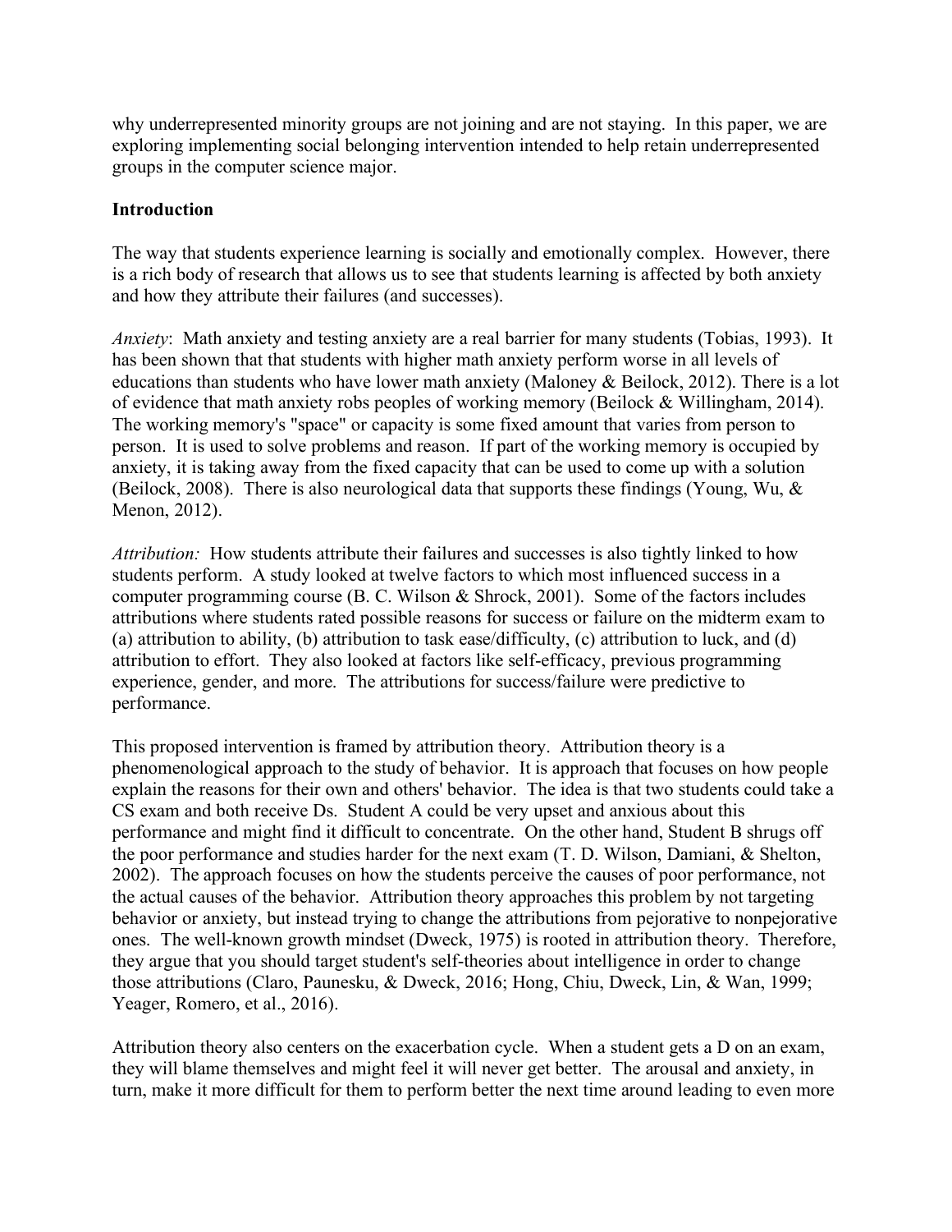why underrepresented minority groups are not joining and are not staying. In this paper, we are exploring implementing social belonging intervention intended to help retain underrepresented groups in the computer science major.

## Introduction

The way that students experience learning is socially and emotionally complex. However, there is a rich body of research that allows us to see that students learning is affected by both anxiety and how they attribute their failures (and successes).

*Anxiety*: Math anxiety and testing anxiety are a real barrier for many students (Tobias, 1993). It has been shown that that students with higher math anxiety perform worse in all levels of educations than students who have lower math anxiety (Maloney & Beilock, 2012). There is a lot of evidence that math anxiety robs peoples of working memory (Beilock & Willingham, 2014). The working memory's "space" or capacity is some fixed amount that varies from person to person. It is used to solve problems and reason. If part of the working memory is occupied by anxiety, it is taking away from the fixed capacity that can be used to come up with a solution (Beilock, 2008). There is also neurological data that supports these findings (Young, Wu, & Menon, 2012).

*Attribution:* How students attribute their failures and successes is also tightly linked to how students perform. A study looked at twelve factors to which most influenced success in a computer programming course (B. C. Wilson & Shrock, 2001). Some of the factors includes attributions where students rated possible reasons for success or failure on the midterm exam to (a) attribution to ability, (b) attribution to task ease/difficulty, (c) attribution to luck, and (d) attribution to effort. They also looked at factors like self-efficacy, previous programming experience, gender, and more. The attributions for success/failure were predictive to performance.

This proposed intervention is framed by attribution theory. Attribution theory is a phenomenological approach to the study of behavior. It is approach that focuses on how people explain the reasons for their own and others' behavior. The idea is that two students could take a CS exam and both receive Ds. Student A could be very upset and anxious about this performance and might find it difficult to concentrate. On the other hand, Student B shrugs off the poor performance and studies harder for the next exam (T. D. Wilson, Damiani, & Shelton, 2002). The approach focuses on how the students perceive the causes of poor performance, not the actual causes of the behavior. Attribution theory approaches this problem by not targeting behavior or anxiety, but instead trying to change the attributions from pejorative to nonpejorative ones. The well-known growth mindset (Dweck, 1975) is rooted in attribution theory. Therefore, they argue that you should target student's self-theories about intelligence in order to change those attributions (Claro, Paunesku, & Dweck, 2016; Hong, Chiu, Dweck, Lin, & Wan, 1999; Yeager, Romero, et al., 2016).

Attribution theory also centers on the exacerbation cycle. When a student gets a D on an exam, they will blame themselves and might feel it will never get better. The arousal and anxiety, in turn, make it more difficult for them to perform better the next time around leading to even more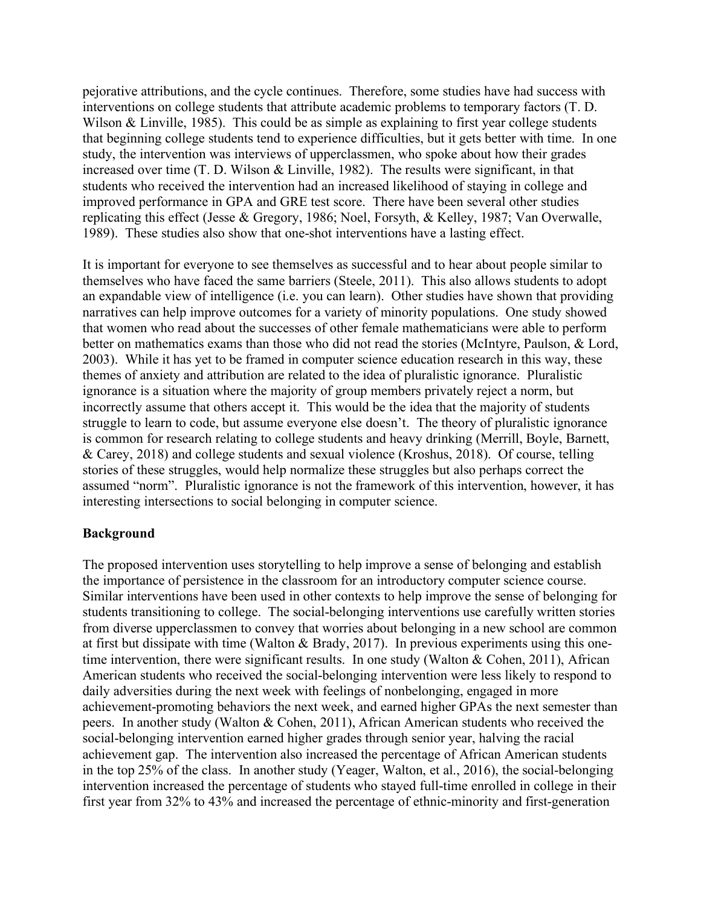pejorative attributions, and the cycle continues. Therefore, some studies have had success with interventions on college students that attribute academic problems to temporary factors (T. D. Wilson & Linville, 1985). This could be as simple as explaining to first year college students that beginning college students tend to experience difficulties, but it gets better with time. In one study, the intervention was interviews of upperclassmen, who spoke about how their grades increased over time (T. D. Wilson & Linville, 1982). The results were significant, in that students who received the intervention had an increased likelihood of staying in college and improved performance in GPA and GRE test score. There have been several other studies replicating this effect (Jesse & Gregory, 1986; Noel, Forsyth, & Kelley, 1987; Van Overwalle, 1989). These studies also show that one-shot interventions have a lasting effect.

It is important for everyone to see themselves as successful and to hear about people similar to themselves who have faced the same barriers (Steele, 2011). This also allows students to adopt an expandable view of intelligence (i.e. you can learn). Other studies have shown that providing narratives can help improve outcomes for a variety of minority populations. One study showed that women who read about the successes of other female mathematicians were able to perform better on mathematics exams than those who did not read the stories (McIntyre, Paulson, & Lord, 2003). While it has yet to be framed in computer science education research in this way, these themes of anxiety and attribution are related to the idea of pluralistic ignorance. Pluralistic ignorance is a situation where the majority of group members privately reject a norm, but incorrectly assume that others accept it. This would be the idea that the majority of students struggle to learn to code, but assume everyone else doesn't. The theory of pluralistic ignorance is common for research relating to college students and heavy drinking (Merrill, Boyle, Barnett, & Carey, 2018) and college students and sexual violence (Kroshus, 2018). Of course, telling stories of these struggles, would help normalize these struggles but also perhaps correct the assumed "norm". Pluralistic ignorance is not the framework of this intervention, however, it has interesting intersections to social belonging in computer science.

**Background**

The proposed intervention uses storytelling to help improve a sense of belonging and establish the importance of persistence in the classroom for an introductory computer science course. Similar interventions have been used in other contexts to help improve the sense of belonging for students transitioning to college. The social-belonging interventions use carefully written stories from diverse upperclassmen to convey that worries about belonging in a new school are common at first but dissipate with time (Walton & Brady, 2017). In previous experiments using this one-time intervention, there were significant results. In one study (Walton & Cohen, 2011), African American students who received the social-belonging intervention were less likely to respond to daily adversities during the next week with feelings of nonbelonging, engaged in more achievement-promoting behaviors the next week, and earned higher GPAs the next semester than peers. In another study (Walton & Cohen, 2011), African American students who received the social-belonging intervention earned higher grades through senior year, halving the racial achievement gap. The intervention also increased the percentage of African American students in the top 25% of the class. In another study (Yeager, Walton, et al., 2016), the social-belonging intervention increased the percentage of students who stayed full-time enrolled in college in their first year from 32% to 43% and increased the percentage of ethnic-minority and first-generation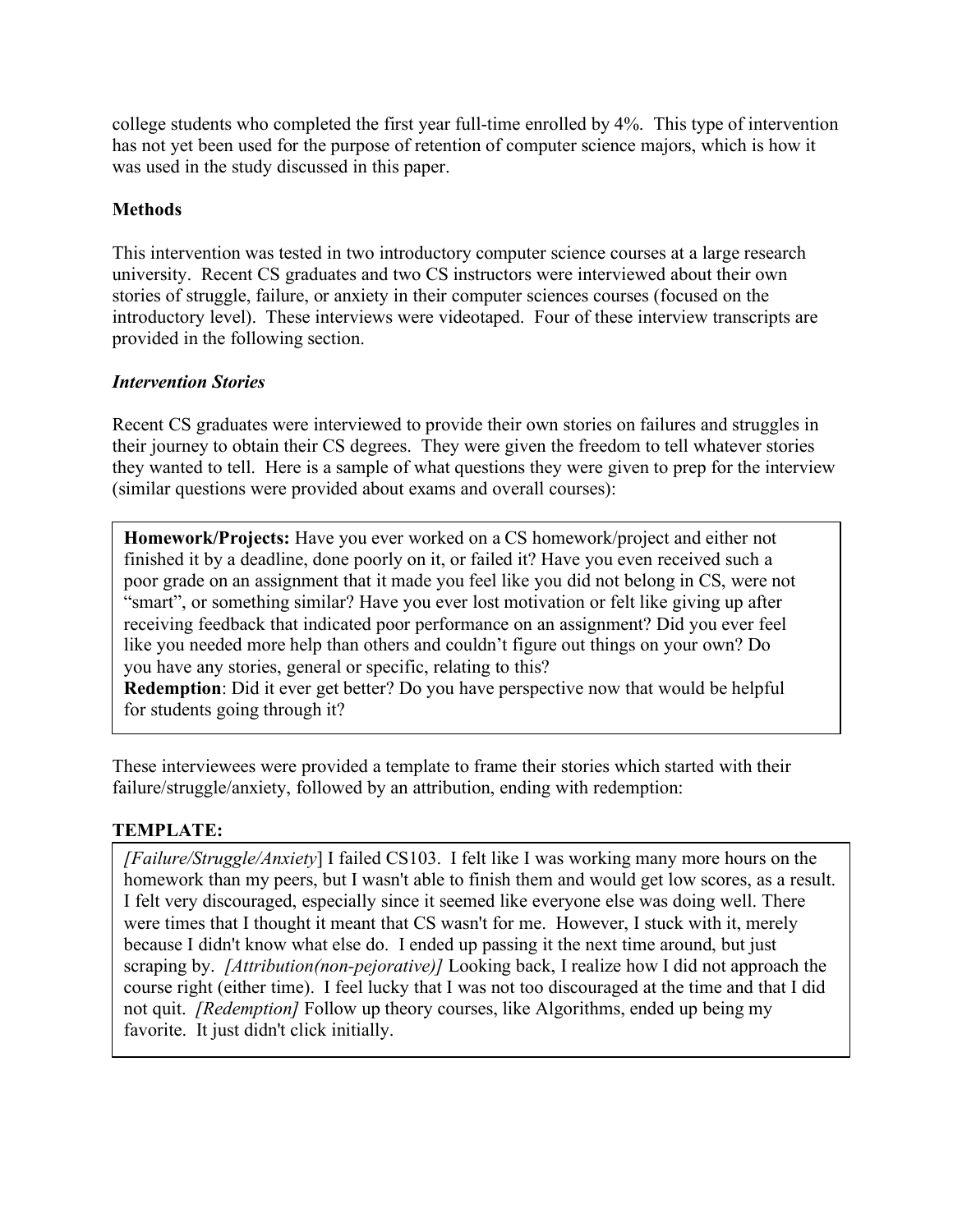college students who completed the first year full-time enrolled by 4%. This type of intervention has not yet been used for the purpose of retention of computer science majors, which is how it was used in the study discussed in this paper.

## Methods

This intervention was tested in two introductory computer science courses at a large research university. Recent CS graduates and two CS instructors were interviewed about their own stories of struggle, failure, or anxiety in their computer sciences courses (focused on the introductory level). These interviews were videotaped. Four of these interview transcripts are provided in the following section.

### *Intervention Stories*

Recent CS graduates were interviewed to provide their own stories on failures and struggles in their journey to obtain their CS degrees. They were given the freedom to tell whatever stories they wanted to tell. Here is a sample of what questions they were given to prep for the interview (similar questions were provided about exams and overall courses):

> **Homework/Projects:** Have you ever worked on a CS homework/project and either not finished it by a deadline, done poorly on it, or failed it? Have you even received such a poor grade on an assignment that it made you feel like you did not belong in CS, were not "smart", or something similar? Have you ever lost motivation or felt like giving up after receiving feedback that indicated poor performance on an assignment? Did you ever feel like you needed more help than others and couldn't figure out things on your own? Do you have any stories, general or specific, relating to this?
> **Redemption**: Did it ever get better? Do you have perspective now that would be helpful for students going through it?

These interviewees were provided a template to frame their stories which started with their failure/struggle/anxiety, followed by an attribution, ending with redemption:

**TEMPLATE:**

> *[Failure/Struggle/Anxiety*] I failed CS103. I felt like I was working many more hours on the homework than my peers, but I wasn't able to finish them and would get low scores, as a result. I felt very discouraged, especially since it seemed like everyone else was doing well. There were times that I thought it meant that CS wasn't for me. However, I stuck with it, merely because I didn't know what else do. I ended up passing it the next time around, but just scraping by. *[Attribution(non-pejorative)]* Looking back, I realize how I did not approach the course right (either time). I feel lucky that I was not too discouraged at the time and that I did not quit. *[Redemption]* Follow up theory courses, like Algorithms, ended up being my favorite. It just didn't click initially.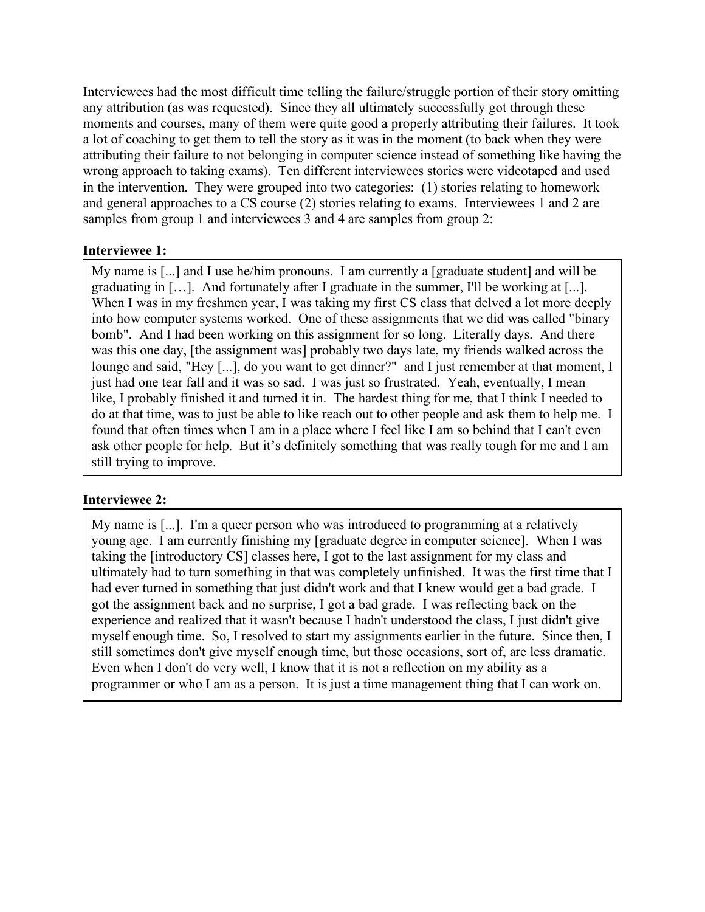Interviewees had the most difficult time telling the failure/struggle portion of their story omitting any attribution (as was requested). Since they all ultimately successfully got through these moments and courses, many of them were quite good a properly attributing their failures. It took a lot of coaching to get them to tell the story as it was in the moment (to back when they were attributing their failure to not belonging in computer science instead of something like having the wrong approach to taking exams). Ten different interviewees stories were videotaped and used in the intervention. They were grouped into two categories: (1) stories relating to homework and general approaches to a CS course (2) stories relating to exams. Interviewees 1 and 2 are samples from group 1 and interviewees 3 and 4 are samples from group 2:

**Interviewee 1:**

> My name is [...] and I use he/him pronouns. I am currently a [graduate student] and will be graduating in […]. And fortunately after I graduate in the summer, I'll be working at [...]. When I was in my freshmen year, I was taking my first CS class that delved a lot more deeply into how computer systems worked. One of these assignments that we did was called "binary bomb". And I had been working on this assignment for so long. Literally days. And there was this one day, [the assignment was] probably two days late, my friends walked across the lounge and said, "Hey [...], do you want to get dinner?" and I just remember at that moment, I just had one tear fall and it was so sad. I was just so frustrated. Yeah, eventually, I mean like, I probably finished it and turned it in. The hardest thing for me, that I think I needed to do at that time, was to just be able to like reach out to other people and ask them to help me. I found that often times when I am in a place where I feel like I am so behind that I can't even ask other people for help. But it's definitely something that was really tough for me and I am still trying to improve.

**Interviewee 2:**

> My name is [...]. I'm a queer person who was introduced to programming at a relatively young age. I am currently finishing my [graduate degree in computer science]. When I was taking the [introductory CS] classes here, I got to the last assignment for my class and ultimately had to turn something in that was completely unfinished. It was the first time that I had ever turned in something that just didn't work and that I knew would get a bad grade. I got the assignment back and no surprise, I got a bad grade. I was reflecting back on the experience and realized that it wasn't because I hadn't understood the class, I just didn't give myself enough time. So, I resolved to start my assignments earlier in the future. Since then, I still sometimes don't give myself enough time, but those occasions, sort of, are less dramatic. Even when I don't do very well, I know that it is not a reflection on my ability as a programmer or who I am as a person. It is just a time management thing that I can work on.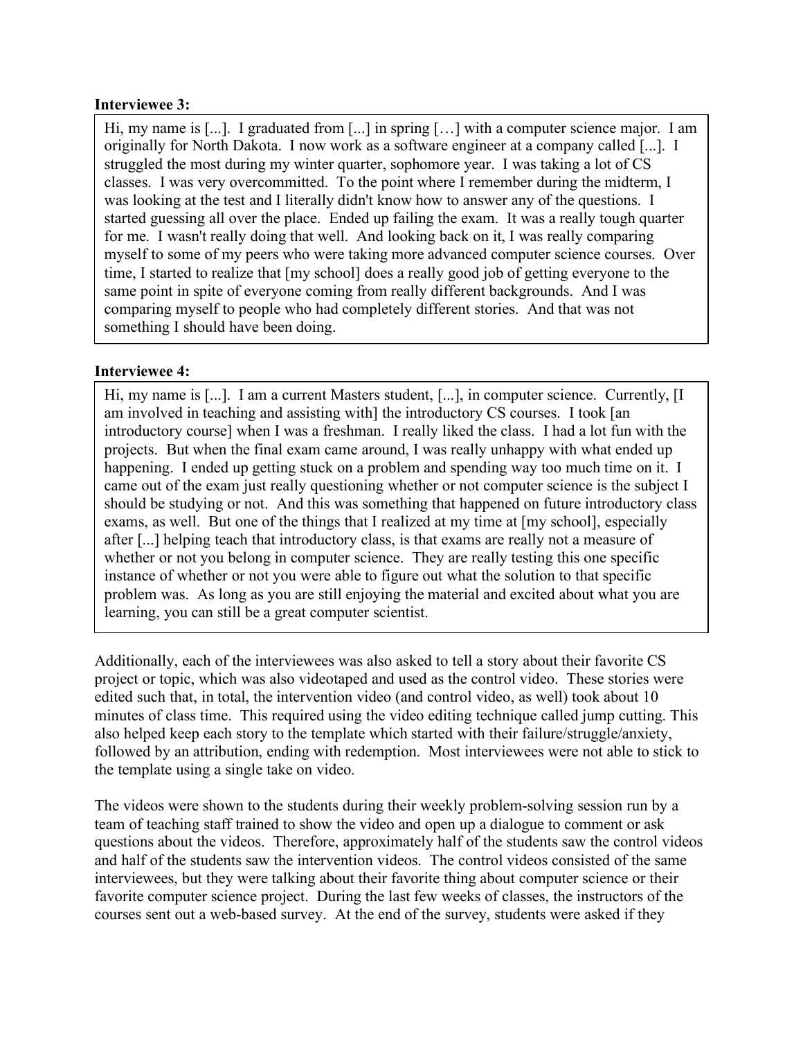**Interviewee 3:**

> Hi, my name is [...]. I graduated from [...] in spring […] with a computer science major. I am originally for North Dakota. I now work as a software engineer at a company called [...]. I struggled the most during my winter quarter, sophomore year. I was taking a lot of CS classes. I was very overcommitted. To the point where I remember during the midterm, I was looking at the test and I literally didn't know how to answer any of the questions. I started guessing all over the place. Ended up failing the exam. It was a really tough quarter for me. I wasn't really doing that well. And looking back on it, I was really comparing myself to some of my peers who were taking more advanced computer science courses. Over time, I started to realize that [my school] does a really good job of getting everyone to the same point in spite of everyone coming from really different backgrounds. And I was comparing myself to people who had completely different stories. And that was not something I should have been doing.

**Interviewee 4:**

> Hi, my name is [...]. I am a current Masters student, [...], in computer science. Currently, [I am involved in teaching and assisting with] the introductory CS courses. I took [an introductory course] when I was a freshman. I really liked the class. I had a lot fun with the projects. But when the final exam came around, I was really unhappy with what ended up happening. I ended up getting stuck on a problem and spending way too much time on it. I came out of the exam just really questioning whether or not computer science is the subject I should be studying or not. And this was something that happened on future introductory class exams, as well. But one of the things that I realized at my time at [my school], especially after [...] helping teach that introductory class, is that exams are really not a measure of whether or not you belong in computer science. They are really testing this one specific instance of whether or not you were able to figure out what the solution to that specific problem was. As long as you are still enjoying the material and excited about what you are learning, you can still be a great computer scientist.

Additionally, each of the interviewees was also asked to tell a story about their favorite CS project or topic, which was also videotaped and used as the control video. These stories were edited such that, in total, the intervention video (and control video, as well) took about 10 minutes of class time. This required using the video editing technique called jump cutting. This also helped keep each story to the template which started with their failure/struggle/anxiety, followed by an attribution, ending with redemption. Most interviewees were not able to stick to the template using a single take on video.

The videos were shown to the students during their weekly problem-solving session run by a team of teaching staff trained to show the video and open up a dialogue to comment or ask questions about the videos. Therefore, approximately half of the students saw the control videos and half of the students saw the intervention videos. The control videos consisted of the same interviewees, but they were talking about their favorite thing about computer science or their favorite computer science project. During the last few weeks of classes, the instructors of the courses sent out a web-based survey. At the end of the survey, students were asked if they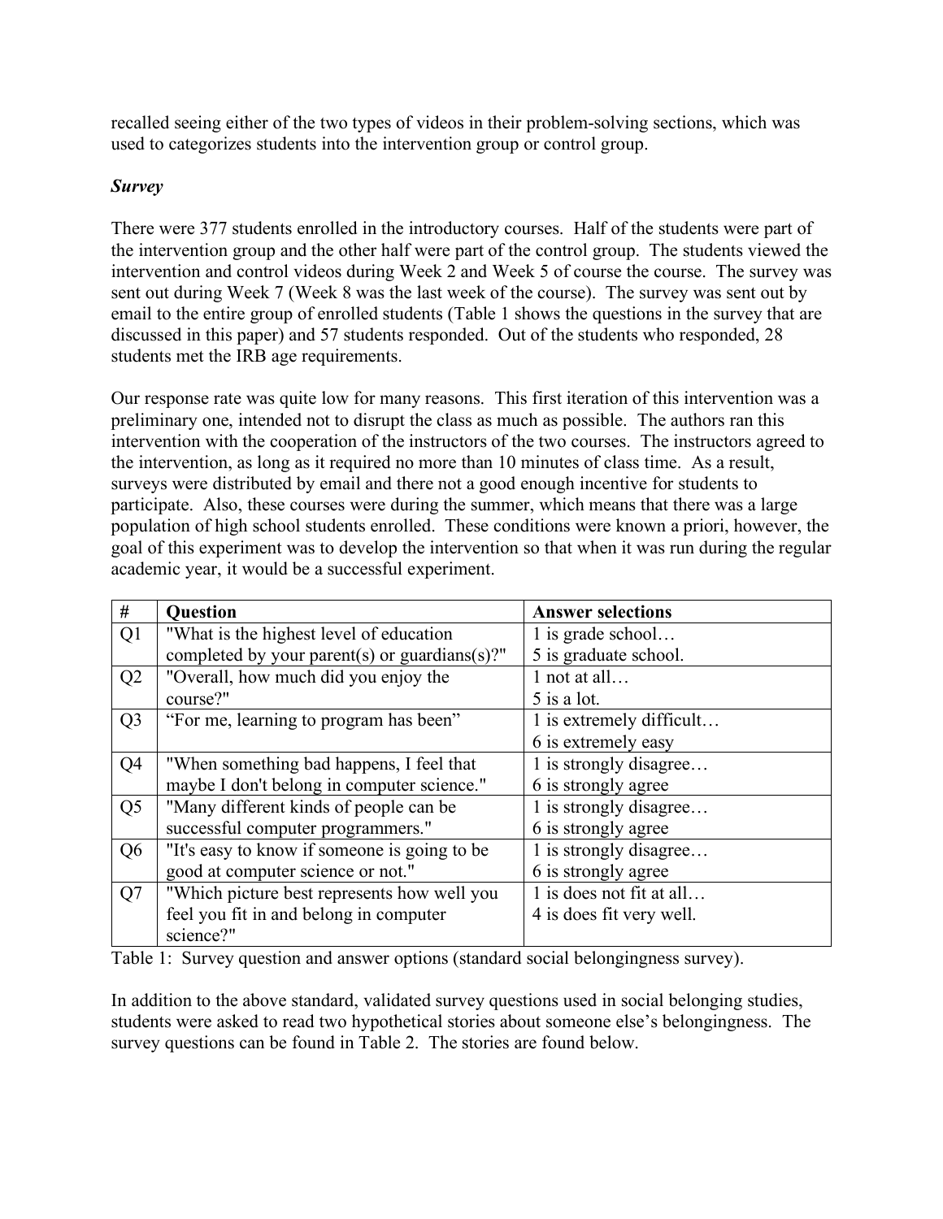recalled seeing either of the two types of videos in their problem-solving sections, which was used to categorizes students into the intervention group or control group.

### *Survey*

There were 377 students enrolled in the introductory courses. Half of the students were part of the intervention group and the other half were part of the control group. The students viewed the intervention and control videos during Week 2 and Week 5 of course the course. The survey was sent out during Week 7 (Week 8 was the last week of the course). The survey was sent out by email to the entire group of enrolled students (Table 1 shows the questions in the survey that are discussed in this paper) and 57 students responded. Out of the students who responded, 28 students met the IRB age requirements.

Our response rate was quite low for many reasons. This first iteration of this intervention was a preliminary one, intended not to disrupt the class as much as possible. The authors ran this intervention with the cooperation of the instructors of the two courses. The instructors agreed to the intervention, as long as it required no more than 10 minutes of class time. As a result, surveys were distributed by email and there not a good enough incentive for students to participate. Also, these courses were during the summer, which means that there was a large population of high school students enrolled. These conditions were known a priori, however, the goal of this experiment was to develop the intervention so that when it was run during the regular academic year, it would be a successful experiment.

| # | Question | Answer selections |
|---|---|---|
| Q1 | "What is the highest level of education completed by your parent(s) or guardians(s)?" | 1 is grade school… 5 is graduate school. |
| Q2 | "Overall, how much did you enjoy the course?" | 1 not at all… 5 is a lot. |
| Q3 | "For me, learning to program has been" | 1 is extremely difficult… 6 is extremely easy |
| Q4 | "When something bad happens, I feel that maybe I don't belong in computer science." | 1 is strongly disagree… 6 is strongly agree |
| Q5 | "Many different kinds of people can be successful computer programmers." | 1 is strongly disagree… 6 is strongly agree |
| Q6 | "It's easy to know if someone is going to be good at computer science or not." | 1 is strongly disagree… 6 is strongly agree |
| Q7 | "Which picture best represents how well you feel you fit in and belong in computer science?" | 1 is does not fit at all… 4 is does fit very well. |

Table 1: Survey question and answer options (standard social belongingness survey).

In addition to the above standard, validated survey questions used in social belonging studies, students were asked to read two hypothetical stories about someone else's belongingness. The survey questions can be found in Table 2. The stories are found below.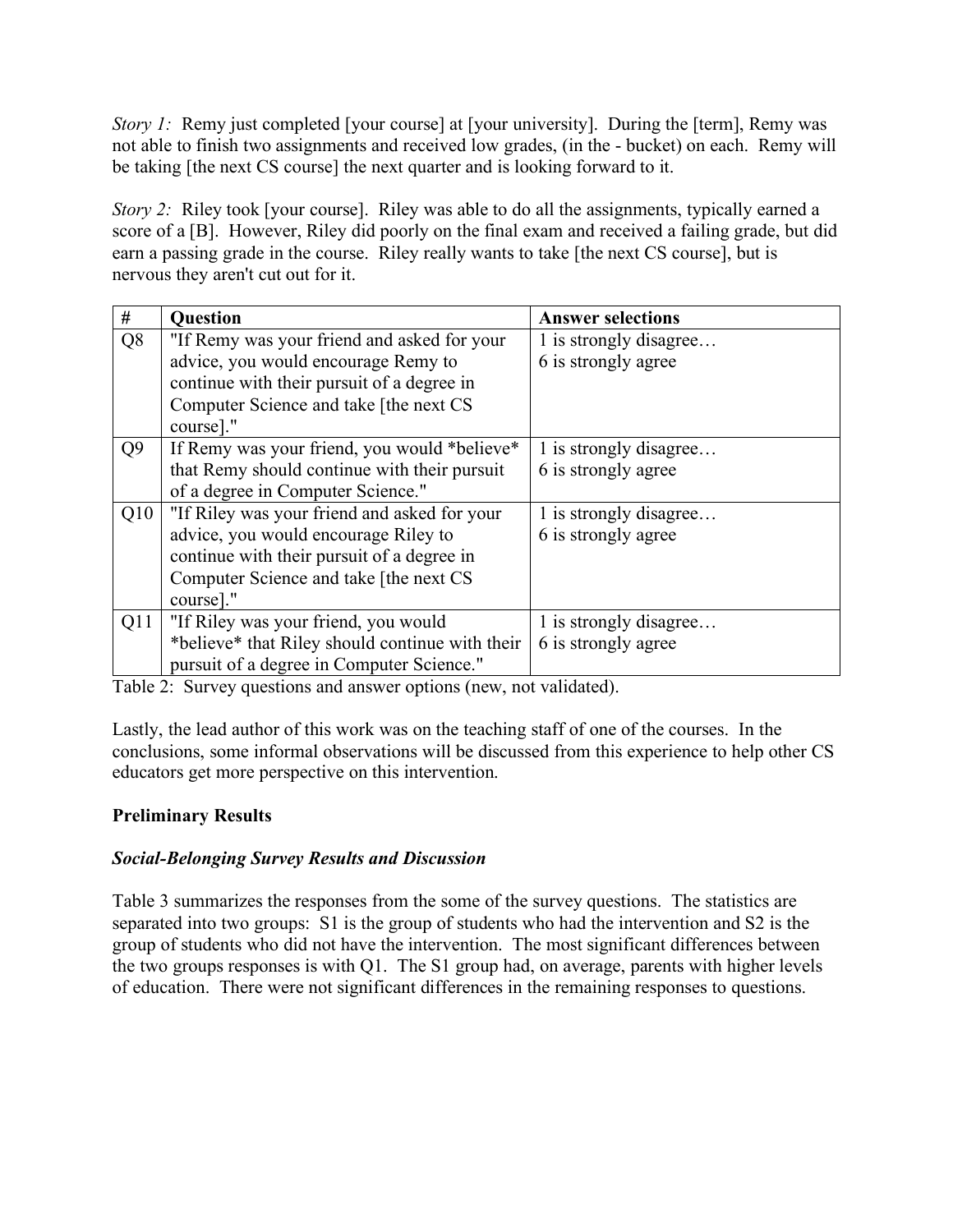*Story 1:* Remy just completed [your course] at [your university]. During the [term], Remy was not able to finish two assignments and received low grades, (in the - bucket) on each. Remy will be taking [the next CS course] the next quarter and is looking forward to it.

*Story 2:* Riley took [your course]. Riley was able to do all the assignments, typically earned a score of a [B]. However, Riley did poorly on the final exam and received a failing grade, but did earn a passing grade in the course. Riley really wants to take [the next CS course], but is nervous they aren't cut out for it.

| # | Question | Answer selections |
|---|---|---|
| Q8 | "If Remy was your friend and asked for your advice, you would encourage Remy to continue with their pursuit of a degree in Computer Science and take [the next CS course]." | 1 is strongly disagree… 6 is strongly agree |
| Q9 | If Remy was your friend, you would *believe* that Remy should continue with their pursuit of a degree in Computer Science." | 1 is strongly disagree… 6 is strongly agree |
| Q10 | "If Riley was your friend and asked for your advice, you would encourage Riley to continue with their pursuit of a degree in Computer Science and take [the next CS course]." | 1 is strongly disagree… 6 is strongly agree |
| Q11 | "If Riley was your friend, you would *believe* that Riley should continue with their pursuit of a degree in Computer Science." | 1 is strongly disagree… 6 is strongly agree |

Table 2: Survey questions and answer options (new, not validated).

Lastly, the lead author of this work was on the teaching staff of one of the courses. In the conclusions, some informal observations will be discussed from this experience to help other CS educators get more perspective on this intervention.

## Preliminary Results

### *Social-Belonging Survey Results and Discussion*

Table 3 summarizes the responses from the some of the survey questions. The statistics are separated into two groups: S1 is the group of students who had the intervention and S2 is the group of students who did not have the intervention. The most significant differences between the two groups responses is with Q1. The S1 group had, on average, parents with higher levels of education. There were not significant differences in the remaining responses to questions.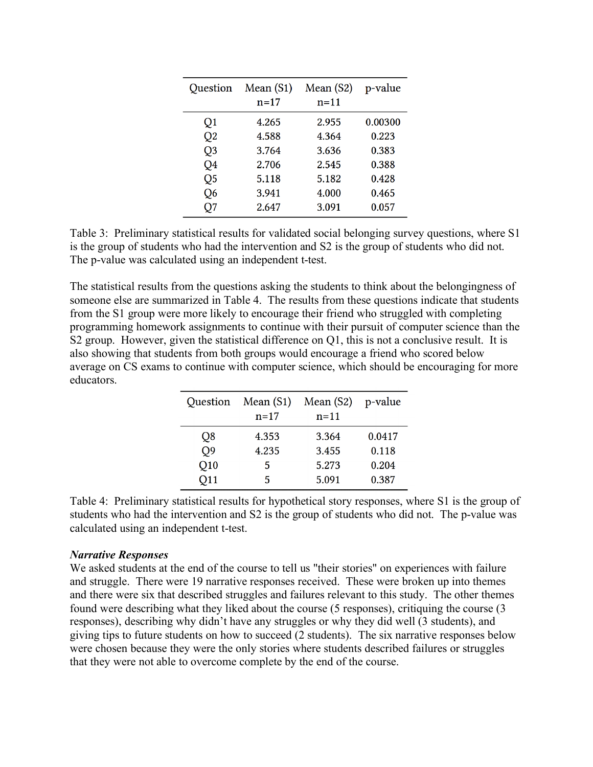| Question | Mean (S1) n=17 | Mean (S2) n=11 | p-value |
|---|---|---|---|
| Q1 | 4.265 | 2.955 | 0.00300 |
| Q2 | 4.588 | 4.364 | 0.223 |
| Q3 | 3.764 | 3.636 | 0.383 |
| Q4 | 2.706 | 2.545 | 0.388 |
| Q5 | 5.118 | 5.182 | 0.428 |
| Q6 | 3.941 | 4.000 | 0.465 |
| Q7 | 2.647 | 3.091 | 0.057 |

Table 3: Preliminary statistical results for validated social belonging survey questions, where S1 is the group of students who had the intervention and S2 is the group of students who did not. The p-value was calculated using an independent t-test.

The statistical results from the questions asking the students to think about the belongingness of someone else are summarized in Table 4. The results from these questions indicate that students from the S1 group were more likely to encourage their friend who struggled with completing programming homework assignments to continue with their pursuit of computer science than the S2 group. However, given the statistical difference on Q1, this is not a conclusive result. It is also showing that students from both groups would encourage a friend who scored below average on CS exams to continue with computer science, which should be encouraging for more educators.

| Question | Mean (S1) n=17 | Mean (S2) n=11 | p-value |
|---|---|---|---|
| Q8 | 4.353 | 3.364 | 0.0417 |
| Q9 | 4.235 | 3.455 | 0.118 |
| Q10 | 5 | 5.273 | 0.204 |
| Q11 | 5 | 5.091 | 0.387 |

Table 4: Preliminary statistical results for hypothetical story responses, where S1 is the group of students who had the intervention and S2 is the group of students who did not. The p-value was calculated using an independent t-test.

***Narrative Responses***

We asked students at the end of the course to tell us "their stories" on experiences with failure and struggle. There were 19 narrative responses received. These were broken up into themes and there were six that described struggles and failures relevant to this study. The other themes found were describing what they liked about the course (5 responses), critiquing the course (3 responses), describing why didn't have any struggles or why they did well (3 students), and giving tips to future students on how to succeed (2 students). The six narrative responses below were chosen because they were the only stories where students described failures or struggles that they were not able to overcome complete by the end of the course.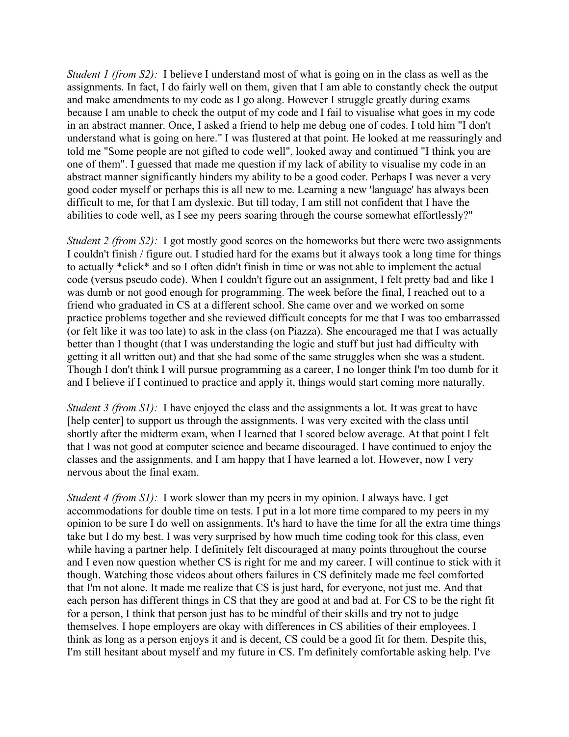*Student 1 (from S2):* I believe I understand most of what is going on in the class as well as the assignments. In fact, I do fairly well on them, given that I am able to constantly check the output and make amendments to my code as I go along. However I struggle greatly during exams because I am unable to check the output of my code and I fail to visualise what goes in my code in an abstract manner. Once, I asked a friend to help me debug one of codes. I told him "I don't understand what is going on here." I was flustered at that point. He looked at me reassuringly and told me "Some people are not gifted to code well", looked away and continued "I think you are one of them". I guessed that made me question if my lack of ability to visualise my code in an abstract manner significantly hinders my ability to be a good coder. Perhaps I was never a very good coder myself or perhaps this is all new to me. Learning a new 'language' has always been difficult to me, for that I am dyslexic. But till today, I am still not confident that I have the abilities to code well, as I see my peers soaring through the course somewhat effortlessly?"

*Student 2 (from S2):* I got mostly good scores on the homeworks but there were two assignments I couldn't finish / figure out. I studied hard for the exams but it always took a long time for things to actually *click* and so I often didn't finish in time or was not able to implement the actual code (versus pseudo code). When I couldn't figure out an assignment, I felt pretty bad and like I was dumb or not good enough for programming. The week before the final, I reached out to a friend who graduated in CS at a different school. She came over and we worked on some practice problems together and she reviewed difficult concepts for me that I was too embarrassed (or felt like it was too late) to ask in the class (on Piazza). She encouraged me that I was actually better than I thought (that I was understanding the logic and stuff but just had difficulty with getting it all written out) and that she had some of the same struggles when she was a student. Though I don't think I will pursue programming as a career, I no longer think I'm too dumb for it and I believe if I continued to practice and apply it, things would start coming more naturally.

*Student 3 (from S1):* I have enjoyed the class and the assignments a lot. It was great to have [help center] to support us through the assignments. I was very excited with the class until shortly after the midterm exam, when I learned that I scored below average. At that point I felt that I was not good at computer science and became discouraged. I have continued to enjoy the classes and the assignments, and I am happy that I have learned a lot. However, now I very nervous about the final exam.

*Student 4 (from S1):* I work slower than my peers in my opinion. I always have. I get accommodations for double time on tests. I put in a lot more time compared to my peers in my opinion to be sure I do well on assignments. It's hard to have the time for all the extra time things take but I do my best. I was very surprised by how much time coding took for this class, even while having a partner help. I definitely felt discouraged at many points throughout the course and I even now question whether CS is right for me and my career. I will continue to stick with it though. Watching those videos about others failures in CS definitely made me feel comforted that I'm not alone. It made me realize that CS is just hard, for everyone, not just me. And that each person has different things in CS that they are good at and bad at. For CS to be the right fit for a person, I think that person just has to be mindful of their skills and try not to judge themselves. I hope employers are okay with differences in CS abilities of their employees. I think as long as a person enjoys it and is decent, CS could be a good fit for them. Despite this, I'm still hesitant about myself and my future in CS. I'm definitely comfortable asking help. I've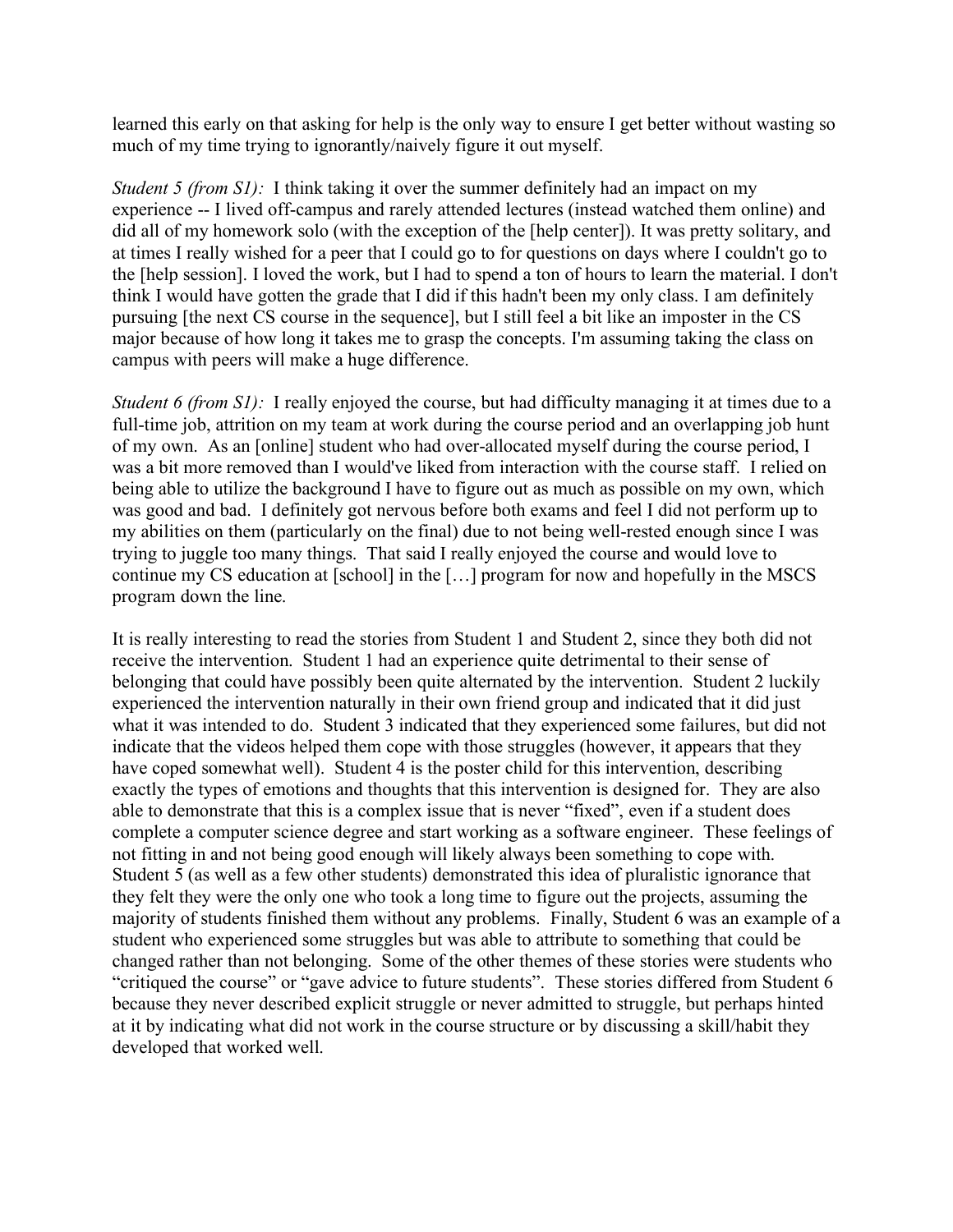learned this early on that asking for help is the only way to ensure I get better without wasting so much of my time trying to ignorantly/naively figure it out myself.

*Student 5 (from S1):* I think taking it over the summer definitely had an impact on my experience -- I lived off-campus and rarely attended lectures (instead watched them online) and did all of my homework solo (with the exception of the [help center]). It was pretty solitary, and at times I really wished for a peer that I could go to for questions on days where I couldn't go to the [help session]. I loved the work, but I had to spend a ton of hours to learn the material. I don't think I would have gotten the grade that I did if this hadn't been my only class. I am definitely pursuing [the next CS course in the sequence], but I still feel a bit like an imposter in the CS major because of how long it takes me to grasp the concepts. I'm assuming taking the class on campus with peers will make a huge difference.

*Student 6 (from S1):* I really enjoyed the course, but had difficulty managing it at times due to a full-time job, attrition on my team at work during the course period and an overlapping job hunt of my own. As an [online] student who had over-allocated myself during the course period, I was a bit more removed than I would've liked from interaction with the course staff. I relied on being able to utilize the background I have to figure out as much as possible on my own, which was good and bad. I definitely got nervous before both exams and feel I did not perform up to my abilities on them (particularly on the final) due to not being well-rested enough since I was trying to juggle too many things. That said I really enjoyed the course and would love to continue my CS education at [school] in the […] program for now and hopefully in the MSCS program down the line.

It is really interesting to read the stories from Student 1 and Student 2, since they both did not receive the intervention. Student 1 had an experience quite detrimental to their sense of belonging that could have possibly been quite alternated by the intervention. Student 2 luckily experienced the intervention naturally in their own friend group and indicated that it did just what it was intended to do. Student 3 indicated that they experienced some failures, but did not indicate that the videos helped them cope with those struggles (however, it appears that they have coped somewhat well). Student 4 is the poster child for this intervention, describing exactly the types of emotions and thoughts that this intervention is designed for. They are also able to demonstrate that this is a complex issue that is never "fixed", even if a student does complete a computer science degree and start working as a software engineer. These feelings of not fitting in and not being good enough will likely always been something to cope with. Student 5 (as well as a few other students) demonstrated this idea of pluralistic ignorance that they felt they were the only one who took a long time to figure out the projects, assuming the majority of students finished them without any problems. Finally, Student 6 was an example of a student who experienced some struggles but was able to attribute to something that could be changed rather than not belonging. Some of the other themes of these stories were students who "critiqued the course" or "gave advice to future students". These stories differed from Student 6 because they never described explicit struggle or never admitted to struggle, but perhaps hinted at it by indicating what did not work in the course structure or by discussing a skill/habit they developed that worked well.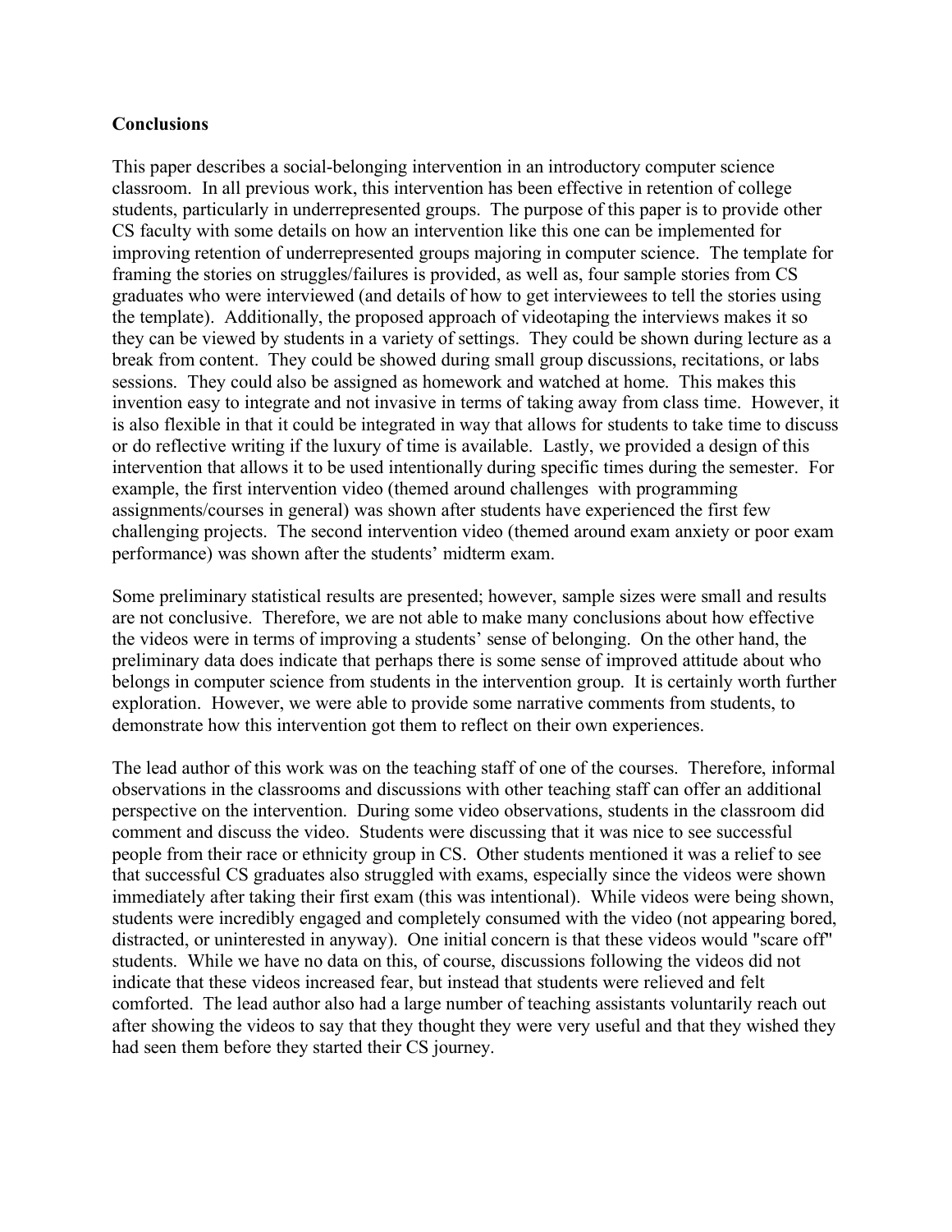**Conclusions**

This paper describes a social-belonging intervention in an introductory computer science classroom. In all previous work, this intervention has been effective in retention of college students, particularly in underrepresented groups. The purpose of this paper is to provide other CS faculty with some details on how an intervention like this one can be implemented for improving retention of underrepresented groups majoring in computer science. The template for framing the stories on struggles/failures is provided, as well as, four sample stories from CS graduates who were interviewed (and details of how to get interviewees to tell the stories using the template). Additionally, the proposed approach of videotaping the interviews makes it so they can be viewed by students in a variety of settings. They could be shown during lecture as a break from content. They could be showed during small group discussions, recitations, or labs sessions. They could also be assigned as homework and watched at home. This makes this invention easy to integrate and not invasive in terms of taking away from class time. However, it is also flexible in that it could be integrated in way that allows for students to take time to discuss or do reflective writing if the luxury of time is available. Lastly, we provided a design of this intervention that allows it to be used intentionally during specific times during the semester. For example, the first intervention video (themed around challenges with programming assignments/courses in general) was shown after students have experienced the first few challenging projects. The second intervention video (themed around exam anxiety or poor exam performance) was shown after the students' midterm exam.

Some preliminary statistical results are presented; however, sample sizes were small and results are not conclusive. Therefore, we are not able to make many conclusions about how effective the videos were in terms of improving a students' sense of belonging. On the other hand, the preliminary data does indicate that perhaps there is some sense of improved attitude about who belongs in computer science from students in the intervention group. It is certainly worth further exploration. However, we were able to provide some narrative comments from students, to demonstrate how this intervention got them to reflect on their own experiences.

The lead author of this work was on the teaching staff of one of the courses. Therefore, informal observations in the classrooms and discussions with other teaching staff can offer an additional perspective on the intervention. During some video observations, students in the classroom did comment and discuss the video. Students were discussing that it was nice to see successful people from their race or ethnicity group in CS. Other students mentioned it was a relief to see that successful CS graduates also struggled with exams, especially since the videos were shown immediately after taking their first exam (this was intentional). While videos were being shown, students were incredibly engaged and completely consumed with the video (not appearing bored, distracted, or uninterested in anyway). One initial concern is that these videos would "scare off" students. While we have no data on this, of course, discussions following the videos did not indicate that these videos increased fear, but instead that students were relieved and felt comforted. The lead author also had a large number of teaching assistants voluntarily reach out after showing the videos to say that they thought they were very useful and that they wished they had seen them before they started their CS journey.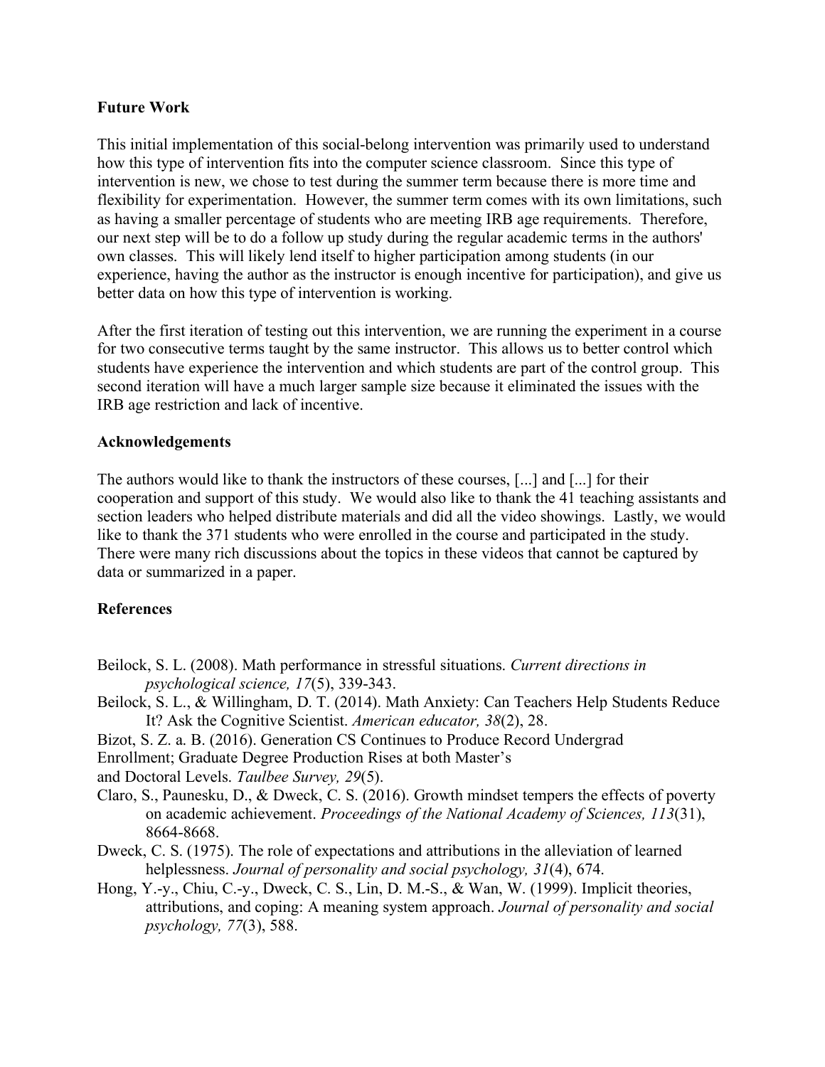## Future Work

This initial implementation of this social-belong intervention was primarily used to understand how this type of intervention fits into the computer science classroom. Since this type of intervention is new, we chose to test during the summer term because there is more time and flexibility for experimentation. However, the summer term comes with its own limitations, such as having a smaller percentage of students who are meeting IRB age requirements. Therefore, our next step will be to do a follow up study during the regular academic terms in the authors' own classes. This will likely lend itself to higher participation among students (in our experience, having the author as the instructor is enough incentive for participation), and give us better data on how this type of intervention is working.

After the first iteration of testing out this intervention, we are running the experiment in a course for two consecutive terms taught by the same instructor. This allows us to better control which students have experience the intervention and which students are part of the control group. This second iteration will have a much larger sample size because it eliminated the issues with the IRB age restriction and lack of incentive.

## Acknowledgements

The authors would like to thank the instructors of these courses, [...] and [...] for their cooperation and support of this study. We would also like to thank the 41 teaching assistants and section leaders who helped distribute materials and did all the video showings. Lastly, we would like to thank the 371 students who were enrolled in the course and participated in the study. There were many rich discussions about the topics in these videos that cannot be captured by data or summarized in a paper.

## References

Beilock, S. L. (2008). Math performance in stressful situations. *Current directions in psychological science, 17*(5), 339-343.

Beilock, S. L., & Willingham, D. T. (2014). Math Anxiety: Can Teachers Help Students Reduce It? Ask the Cognitive Scientist. *American educator, 38*(2), 28.

Bizot, S. Z. a. B. (2016). Generation CS Continues to Produce Record Undergrad Enrollment; Graduate Degree Production Rises at both Master's and Doctoral Levels. *Taulbee Survey, 29*(5).

Claro, S., Paunesku, D., & Dweck, C. S. (2016). Growth mindset tempers the effects of poverty on academic achievement. *Proceedings of the National Academy of Sciences, 113*(31), 8664-8668.

Dweck, C. S. (1975). The role of expectations and attributions in the alleviation of learned helplessness. *Journal of personality and social psychology, 31*(4), 674.

Hong, Y.-y., Chiu, C.-y., Dweck, C. S., Lin, D. M.-S., & Wan, W. (1999). Implicit theories, attributions, and coping: A meaning system approach. *Journal of personality and social psychology, 77*(3), 588.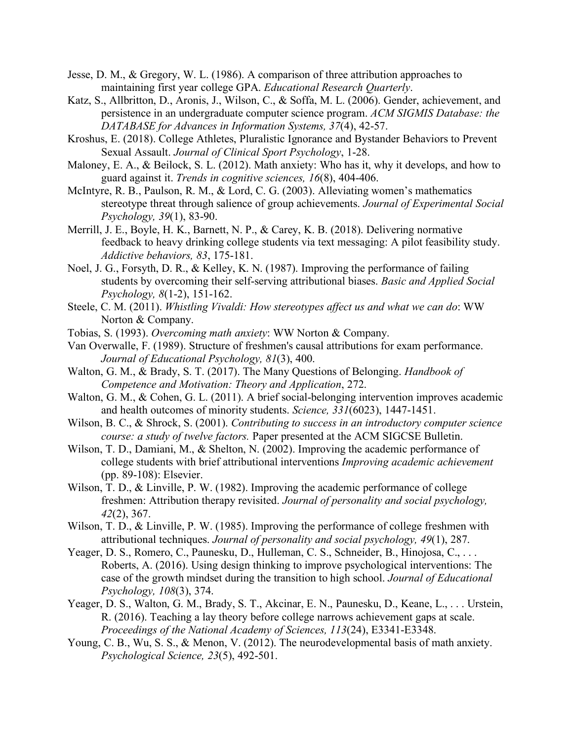Jesse, D. M., & Gregory, W. L. (1986). A comparison of three attribution approaches to maintaining first year college GPA. *Educational Research Quarterly*.

Katz, S., Allbritton, D., Aronis, J., Wilson, C., & Soffa, M. L. (2006). Gender, achievement, and persistence in an undergraduate computer science program. *ACM SIGMIS Database: the DATABASE for Advances in Information Systems, 37*(4), 42-57.

Kroshus, E. (2018). College Athletes, Pluralistic Ignorance and Bystander Behaviors to Prevent Sexual Assault. *Journal of Clinical Sport Psychology*, 1-28.

Maloney, E. A., & Beilock, S. L. (2012). Math anxiety: Who has it, why it develops, and how to guard against it. *Trends in cognitive sciences, 16*(8), 404-406.

McIntyre, R. B., Paulson, R. M., & Lord, C. G. (2003). Alleviating women's mathematics stereotype threat through salience of group achievements. *Journal of Experimental Social Psychology, 39*(1), 83-90.

Merrill, J. E., Boyle, H. K., Barnett, N. P., & Carey, K. B. (2018). Delivering normative feedback to heavy drinking college students via text messaging: A pilot feasibility study. *Addictive behaviors, 83*, 175-181.

Noel, J. G., Forsyth, D. R., & Kelley, K. N. (1987). Improving the performance of failing students by overcoming their self-serving attributional biases. *Basic and Applied Social Psychology, 8*(1-2), 151-162.

Steele, C. M. (2011). *Whistling Vivaldi: How stereotypes affect us and what we can do*: WW Norton & Company.

Tobias, S. (1993). *Overcoming math anxiety*: WW Norton & Company.

Van Overwalle, F. (1989). Structure of freshmen's causal attributions for exam performance. *Journal of Educational Psychology, 81*(3), 400.

Walton, G. M., & Brady, S. T. (2017). The Many Questions of Belonging. *Handbook of Competence and Motivation: Theory and Application*, 272.

Walton, G. M., & Cohen, G. L. (2011). A brief social-belonging intervention improves academic and health outcomes of minority students. *Science, 331*(6023), 1447-1451.

Wilson, B. C., & Shrock, S. (2001). *Contributing to success in an introductory computer science course: a study of twelve factors.* Paper presented at the ACM SIGCSE Bulletin.

Wilson, T. D., Damiani, M., & Shelton, N. (2002). Improving the academic performance of college students with brief attributional interventions *Improving academic achievement* (pp. 89-108): Elsevier.

Wilson, T. D., & Linville, P. W. (1982). Improving the academic performance of college freshmen: Attribution therapy revisited. *Journal of personality and social psychology, 42*(2), 367.

Wilson, T. D., & Linville, P. W. (1985). Improving the performance of college freshmen with attributional techniques. *Journal of personality and social psychology, 49*(1), 287.

Yeager, D. S., Romero, C., Paunesku, D., Hulleman, C. S., Schneider, B., Hinojosa, C., . . . Roberts, A. (2016). Using design thinking to improve psychological interventions: The case of the growth mindset during the transition to high school. *Journal of Educational Psychology, 108*(3), 374.

Yeager, D. S., Walton, G. M., Brady, S. T., Akcinar, E. N., Paunesku, D., Keane, L., . . . Urstein, R. (2016). Teaching a lay theory before college narrows achievement gaps at scale. *Proceedings of the National Academy of Sciences, 113*(24), E3341-E3348.

Young, C. B., Wu, S. S., & Menon, V. (2012). The neurodevelopmental basis of math anxiety. *Psychological Science, 23*(5), 492-501.